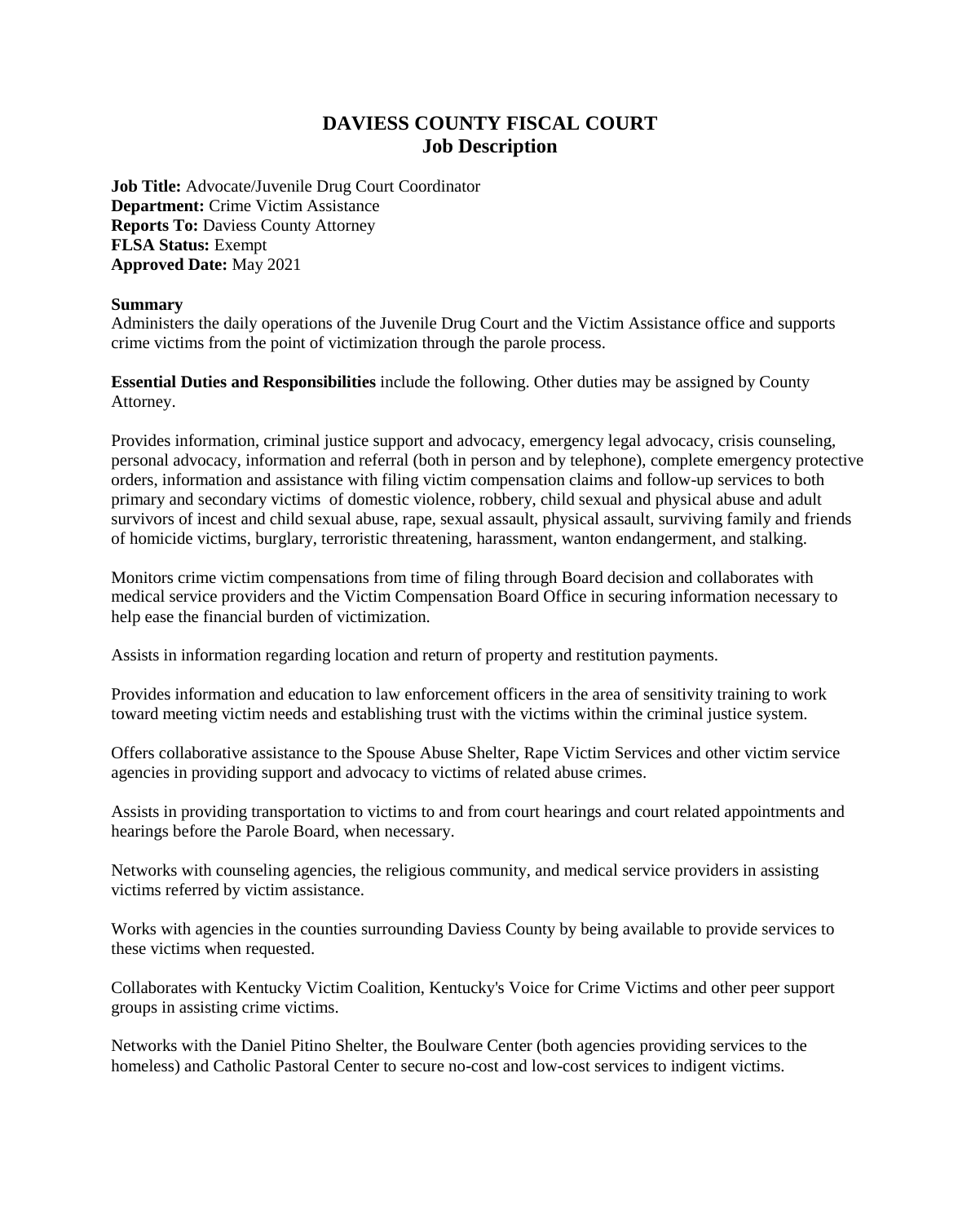# DAVIESS COUNTY FISCAL COURT
## Job Description

**Job Title:** Advocate/Juvenile Drug Court Coordinator
**Department:** Crime Victim Assistance
**Reports To:** Daviess County Attorney
**FLSA Status:** Exempt
**Approved Date:** May 2021

**Summary**
Administers the daily operations of the Juvenile Drug Court and the Victim Assistance office and supports crime victims from the point of victimization through the parole process.

**Essential Duties and Responsibilities** include the following. Other duties may be assigned by County Attorney.

Provides information, criminal justice support and advocacy, emergency legal advocacy, crisis counseling, personal advocacy, information and referral (both in person and by telephone), complete emergency protective orders, information and assistance with filing victim compensation claims and follow-up services to both primary and secondary victims of domestic violence, robbery, child sexual and physical abuse and adult survivors of incest and child sexual abuse, rape, sexual assault, physical assault, surviving family and friends of homicide victims, burglary, terroristic threatening, harassment, wanton endangerment, and stalking.

Monitors crime victim compensations from time of filing through Board decision and collaborates with medical service providers and the Victim Compensation Board Office in securing information necessary to help ease the financial burden of victimization.

Assists in information regarding location and return of property and restitution payments.

Provides information and education to law enforcement officers in the area of sensitivity training to work toward meeting victim needs and establishing trust with the victims within the criminal justice system.

Offers collaborative assistance to the Spouse Abuse Shelter, Rape Victim Services and other victim service agencies in providing support and advocacy to victims of related abuse crimes.

Assists in providing transportation to victims to and from court hearings and court related appointments and hearings before the Parole Board, when necessary.

Networks with counseling agencies, the religious community, and medical service providers in assisting victims referred by victim assistance.

Works with agencies in the counties surrounding Daviess County by being available to provide services to these victims when requested.

Collaborates with Kentucky Victim Coalition, Kentucky's Voice for Crime Victims and other peer support groups in assisting crime victims.

Networks with the Daniel Pitino Shelter, the Boulware Center (both agencies providing services to the homeless) and Catholic Pastoral Center to secure no-cost and low-cost services to indigent victims.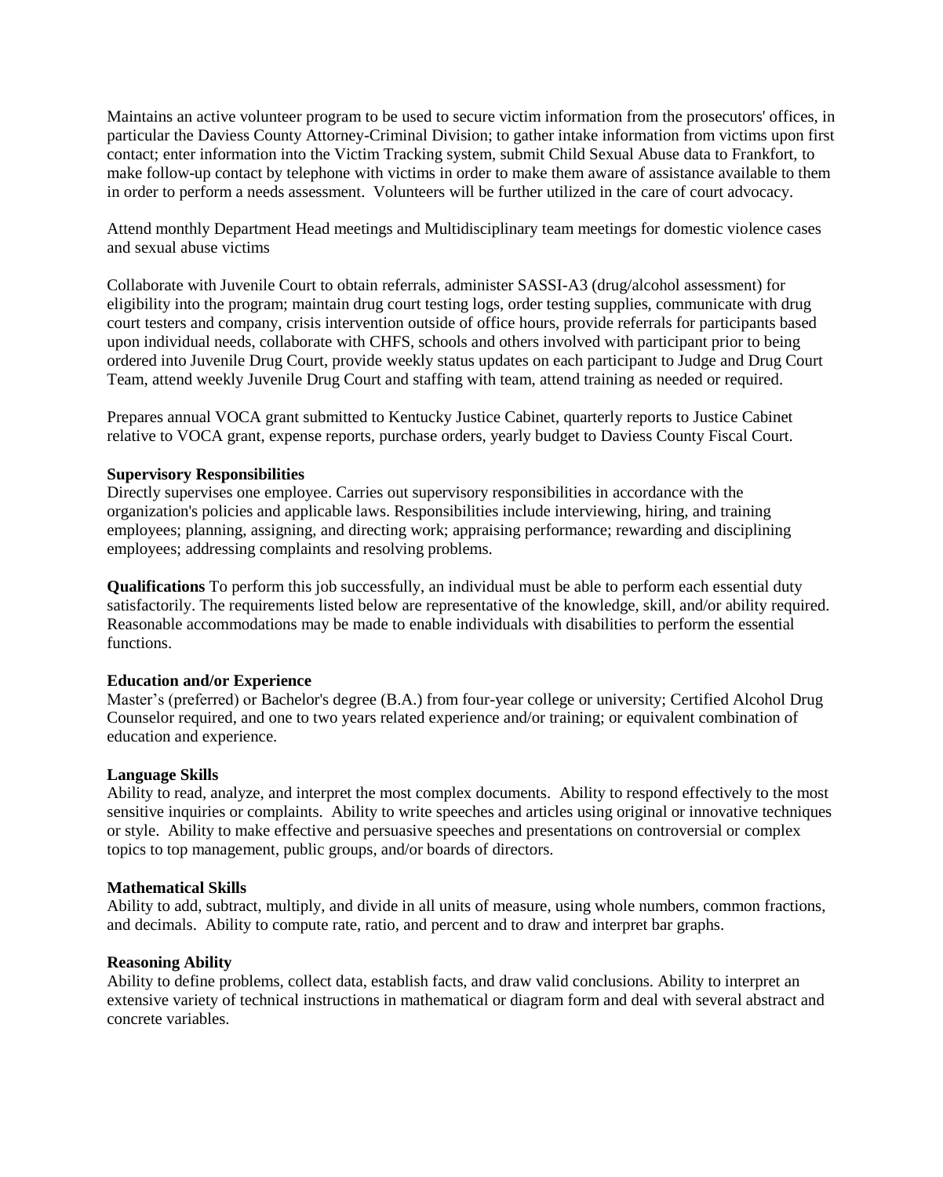Maintains an active volunteer program to be used to secure victim information from the prosecutors' offices, in particular the Daviess County Attorney-Criminal Division; to gather intake information from victims upon first contact; enter information into the Victim Tracking system, submit Child Sexual Abuse data to Frankfort, to make follow-up contact by telephone with victims in order to make them aware of assistance available to them in order to perform a needs assessment. Volunteers will be further utilized in the care of court advocacy.

Attend monthly Department Head meetings and Multidisciplinary team meetings for domestic violence cases and sexual abuse victims

Collaborate with Juvenile Court to obtain referrals, administer SASSI-A3 (drug/alcohol assessment) for eligibility into the program; maintain drug court testing logs, order testing supplies, communicate with drug court testers and company, crisis intervention outside of office hours, provide referrals for participants based upon individual needs, collaborate with CHFS, schools and others involved with participant prior to being ordered into Juvenile Drug Court, provide weekly status updates on each participant to Judge and Drug Court Team, attend weekly Juvenile Drug Court and staffing with team, attend training as needed or required.

Prepares annual VOCA grant submitted to Kentucky Justice Cabinet, quarterly reports to Justice Cabinet relative to VOCA grant, expense reports, purchase orders, yearly budget to Daviess County Fiscal Court.

**Supervisory Responsibilities**
Directly supervises one employee. Carries out supervisory responsibilities in accordance with the organization's policies and applicable laws. Responsibilities include interviewing, hiring, and training employees; planning, assigning, and directing work; appraising performance; rewarding and disciplining employees; addressing complaints and resolving problems.

**Qualifications** To perform this job successfully, an individual must be able to perform each essential duty satisfactorily. The requirements listed below are representative of the knowledge, skill, and/or ability required. Reasonable accommodations may be made to enable individuals with disabilities to perform the essential functions.

**Education and/or Experience**
Master's (preferred) or Bachelor's degree (B.A.) from four-year college or university; Certified Alcohol Drug Counselor required, and one to two years related experience and/or training; or equivalent combination of education and experience.

**Language Skills**
Ability to read, analyze, and interpret the most complex documents. Ability to respond effectively to the most sensitive inquiries or complaints. Ability to write speeches and articles using original or innovative techniques or style. Ability to make effective and persuasive speeches and presentations on controversial or complex topics to top management, public groups, and/or boards of directors.

**Mathematical Skills**
Ability to add, subtract, multiply, and divide in all units of measure, using whole numbers, common fractions, and decimals. Ability to compute rate, ratio, and percent and to draw and interpret bar graphs.

**Reasoning Ability**
Ability to define problems, collect data, establish facts, and draw valid conclusions. Ability to interpret an extensive variety of technical instructions in mathematical or diagram form and deal with several abstract and concrete variables.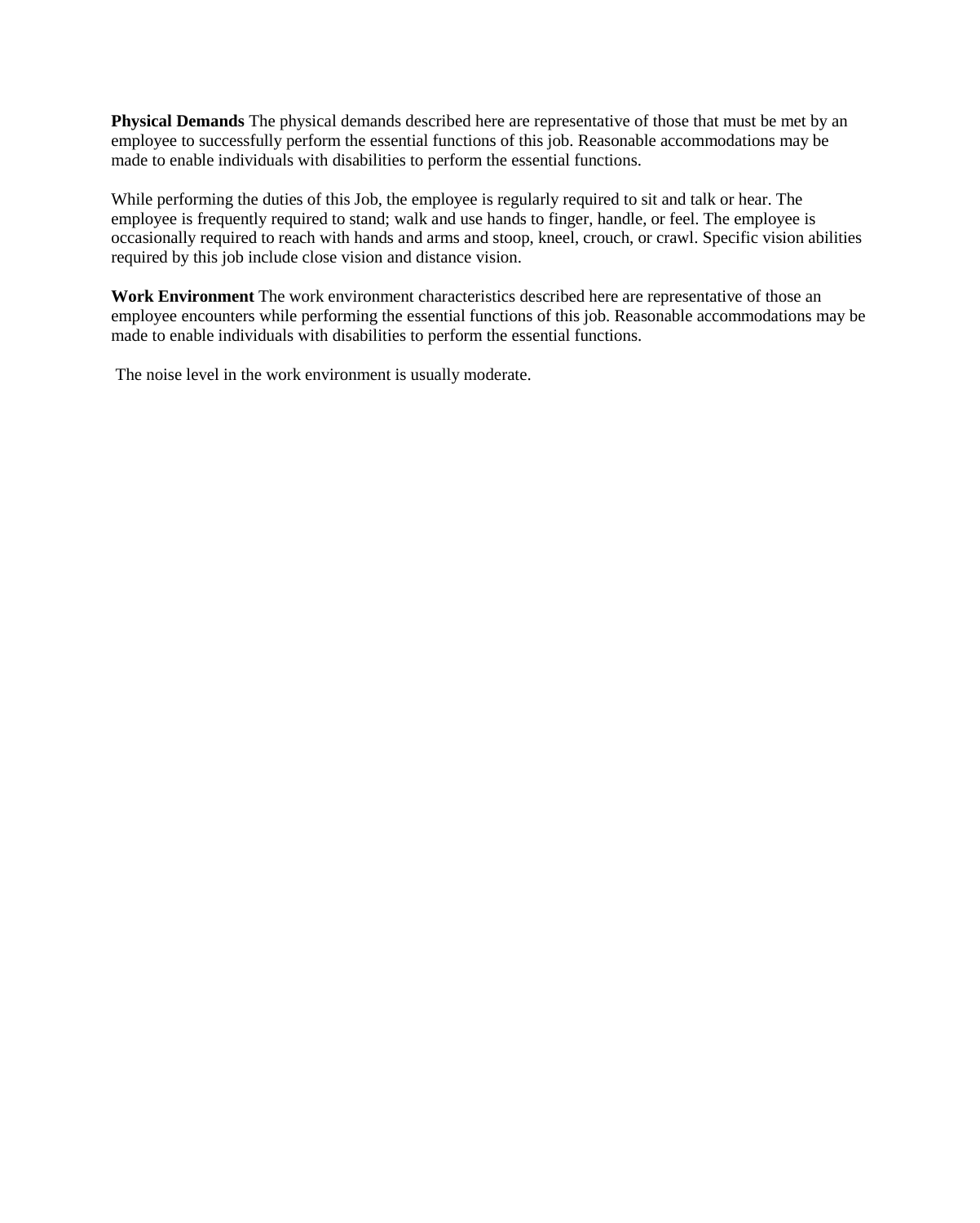**Physical Demands** The physical demands described here are representative of those that must be met by an employee to successfully perform the essential functions of this job. Reasonable accommodations may be made to enable individuals with disabilities to perform the essential functions.

While performing the duties of this Job, the employee is regularly required to sit and talk or hear. The employee is frequently required to stand; walk and use hands to finger, handle, or feel. The employee is occasionally required to reach with hands and arms and stoop, kneel, crouch, or crawl. Specific vision abilities required by this job include close vision and distance vision.

**Work Environment** The work environment characteristics described here are representative of those an employee encounters while performing the essential functions of this job. Reasonable accommodations may be made to enable individuals with disabilities to perform the essential functions.

The noise level in the work environment is usually moderate.